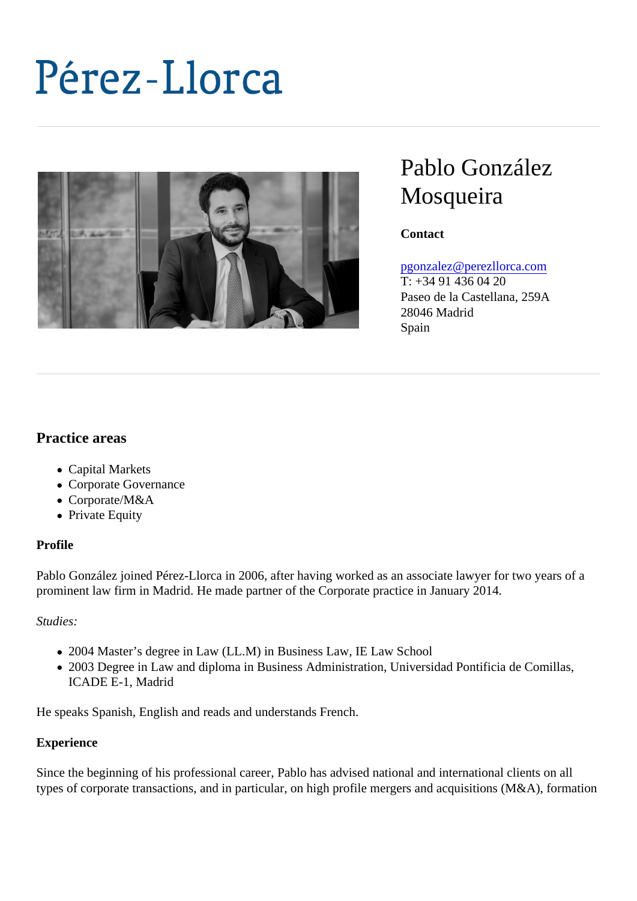Pérez-Llorca

# Pablo González Mosqueira

**Contact**

pgonzalez@perezllorca.com
T: +34 91 436 04 20
Paseo de la Castellana, 259A
28046 Madrid
Spain

## Practice areas

- Capital Markets
- Corporate Governance
- Corporate/M&A
- Private Equity

**Profile**

Pablo González joined Pérez-Llorca in 2006, after having worked as an associate lawyer for two years of a prominent law firm in Madrid. He made partner of the Corporate practice in January 2014.

*Studies:*

- 2004 Master's degree in Law (LL.M) in Business Law, IE Law School
- 2003 Degree in Law and diploma in Business Administration, Universidad Pontificia de Comillas, ICADE E-1, Madrid

He speaks Spanish, English and reads and understands French.

**Experience**

Since the beginning of his professional career, Pablo has advised national and international clients on all types of corporate transactions, and in particular, on high profile mergers and acquisitions (M&A), formation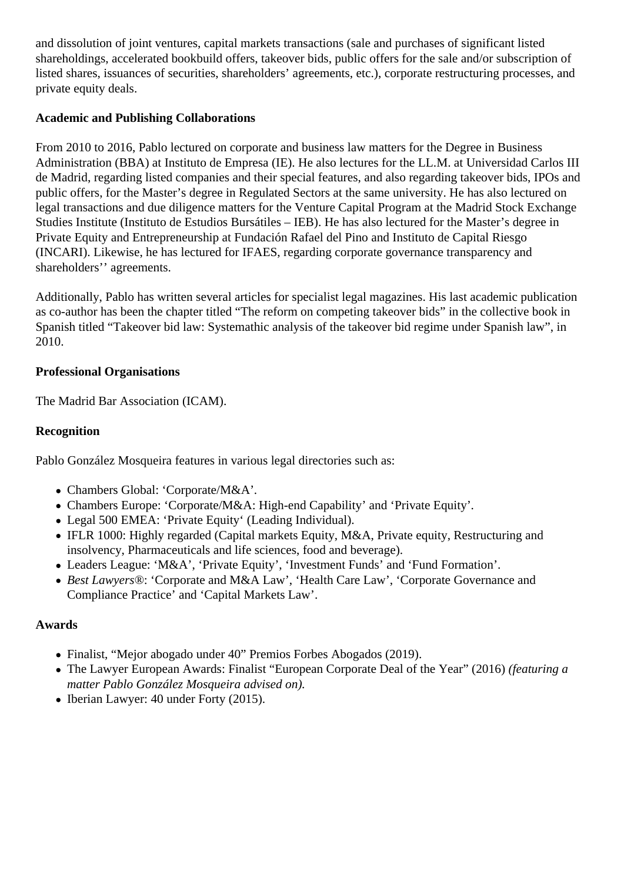and dissolution of joint ventures, capital markets transactions (sale and purchases of significant listed shareholdings, accelerated bookbuild offers, takeover bids, public offers for the sale and/or subscription of listed shares, issuances of securities, shareholders' agreements, etc.), corporate restructuring processes, and private equity deals.

**Academic and Publishing Collaborations**

From 2010 to 2016, Pablo lectured on corporate and business law matters for the Degree in Business Administration (BBA) at Instituto de Empresa (IE). He also lectures for the LL.M. at Universidad Carlos III de Madrid, regarding listed companies and their special features, and also regarding takeover bids, IPOs and public offers, for the Master's degree in Regulated Sectors at the same university. He has also lectured on legal transactions and due diligence matters for the Venture Capital Program at the Madrid Stock Exchange Studies Institute (Instituto de Estudios Bursátiles – IEB). He has also lectured for the Master's degree in Private Equity and Entrepreneurship at Fundación Rafael del Pino and Instituto de Capital Riesgo (INCARI). Likewise, he has lectured for IFAES, regarding corporate governance transparency and shareholders'' agreements.

Additionally, Pablo has written several articles for specialist legal magazines. His last academic publication as co-author has been the chapter titled "The reform on competing takeover bids" in the collective book in Spanish titled "Takeover bid law: Systemathic analysis of the takeover bid regime under Spanish law", in 2010.

**Professional Organisations**

The Madrid Bar Association (ICAM).

**Recognition**

Pablo González Mosqueira features in various legal directories such as:

- Chambers Global: 'Corporate/M&A'.
- Chambers Europe: 'Corporate/M&A: High-end Capability' and 'Private Equity'.
- Legal 500 EMEA: 'Private Equity' (Leading Individual).
- IFLR 1000: Highly regarded (Capital markets Equity, M&A, Private equity, Restructuring and insolvency, Pharmaceuticals and life sciences, food and beverage).
- Leaders League: 'M&A', 'Private Equity', 'Investment Funds' and 'Fund Formation'.
- *Best Lawyers®*: 'Corporate and M&A Law', 'Health Care Law', 'Corporate Governance and Compliance Practice' and 'Capital Markets Law'.

**Awards**

- Finalist, "Mejor abogado under 40" Premios Forbes Abogados (2019).
- The Lawyer European Awards: Finalist "European Corporate Deal of the Year" (2016) *(featuring a matter Pablo González Mosqueira advised on).*
- Iberian Lawyer: 40 under Forty (2015).